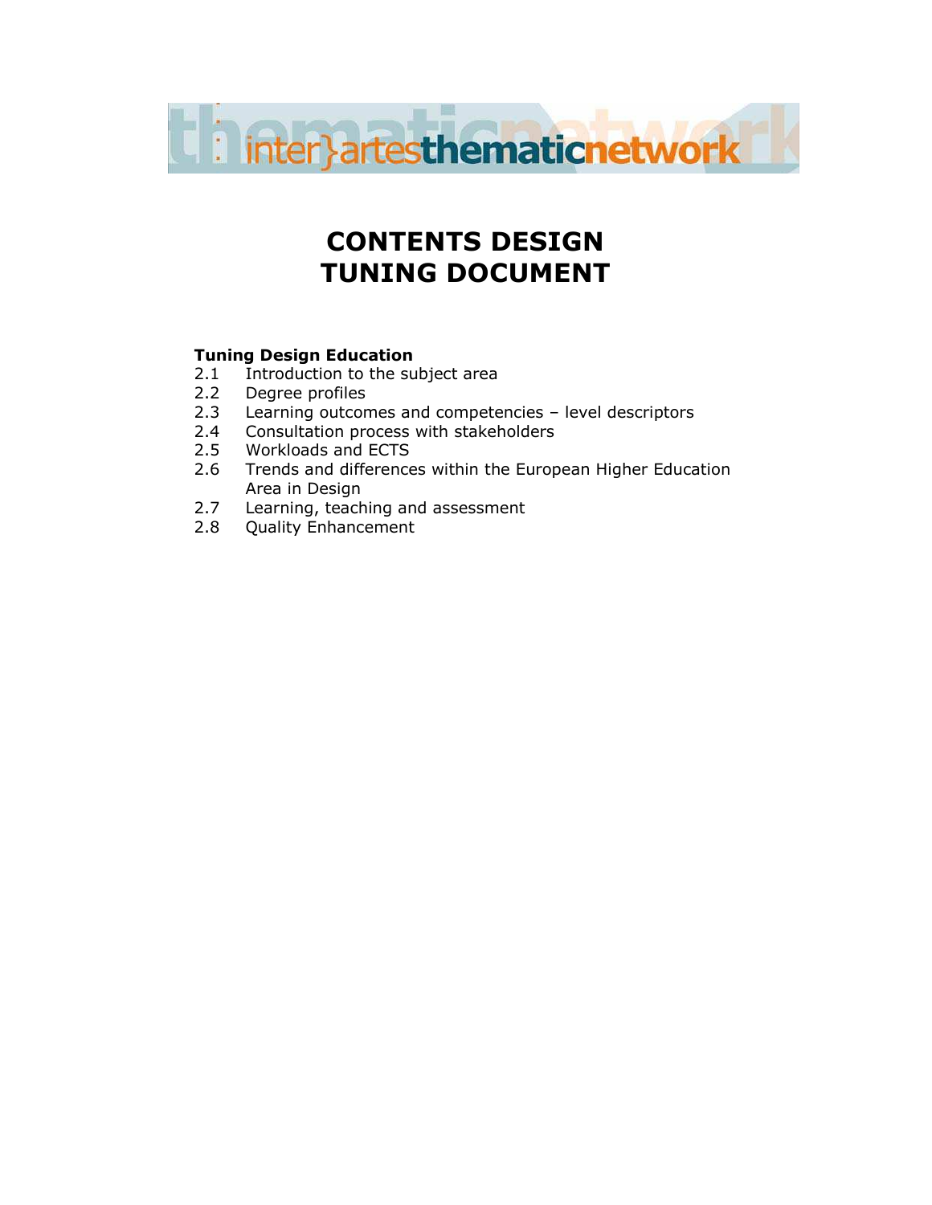inter}artesthematicnetwork

# CONTENTS DESIGN TUNING DOCUMENT

**Tuning Design Education**

- 2.1 Introduction to the subject area
- 2.2 Degree profiles
- 2.3 Learning outcomes and competencies – level descriptors
- 2.4 Consultation process with stakeholders
- 2.5 Workloads and ECTS
- 2.6 Trends and differences within the European Higher Education Area in Design
- 2.7 Learning, teaching and assessment
- 2.8 Quality Enhancement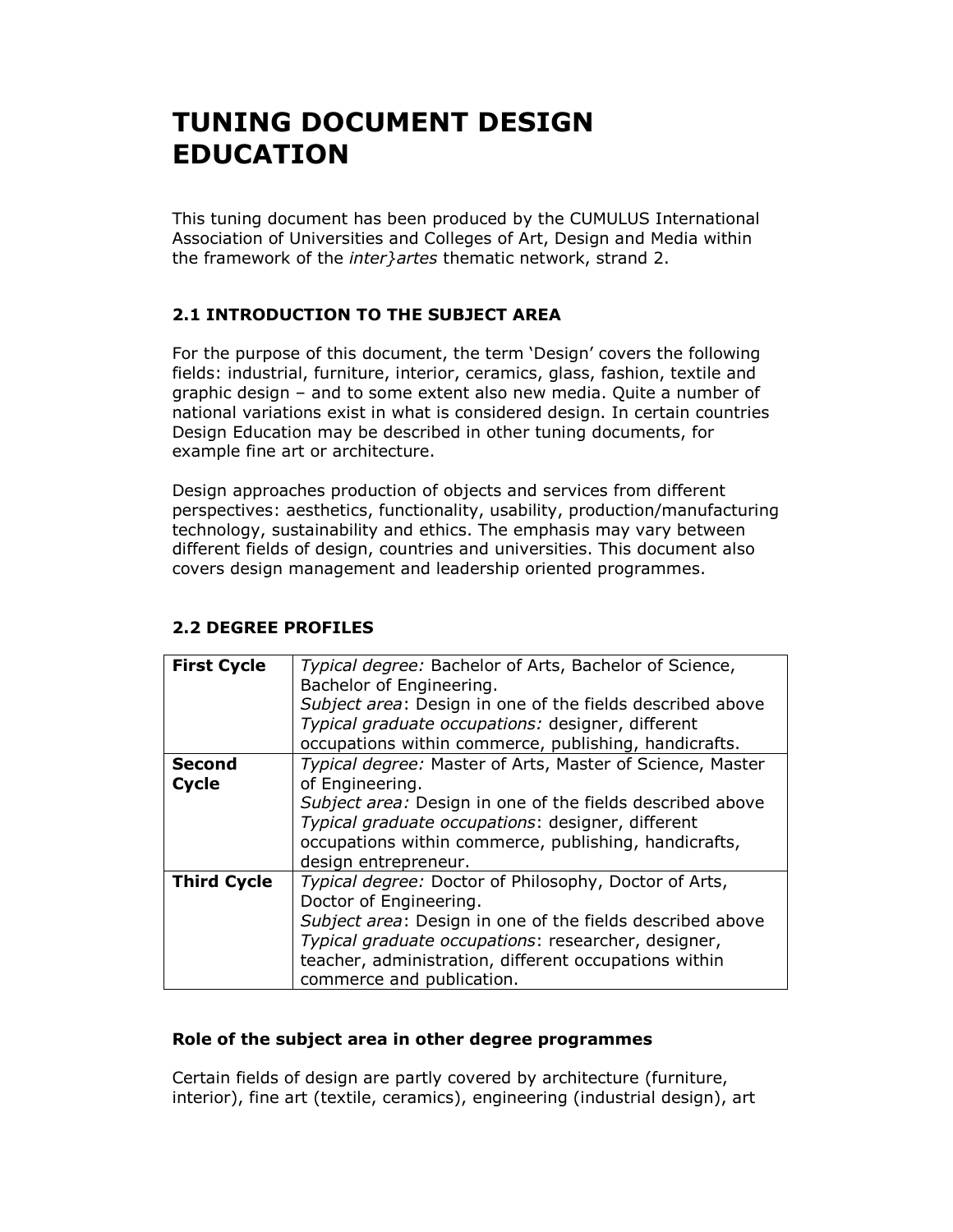# TUNING DOCUMENT DESIGN EDUCATION

This tuning document has been produced by the CUMULUS International Association of Universities and Colleges of Art, Design and Media within the framework of the *inter}artes* thematic network, strand 2.

## 2.1 INTRODUCTION TO THE SUBJECT AREA

For the purpose of this document, the term 'Design' covers the following fields: industrial, furniture, interior, ceramics, glass, fashion, textile and graphic design – and to some extent also new media. Quite a number of national variations exist in what is considered design. In certain countries Design Education may be described in other tuning documents, for example fine art or architecture.

Design approaches production of objects and services from different perspectives: aesthetics, functionality, usability, production/manufacturing technology, sustainability and ethics. The emphasis may vary between different fields of design, countries and universities. This document also covers design management and leadership oriented programmes.

## 2.2 DEGREE PROFILES

| | |
|---|---|
| **First Cycle** | *Typical degree:* Bachelor of Arts, Bachelor of Science, Bachelor of Engineering.<br>*Subject area*: Design in one of the fields described above<br>*Typical graduate occupations:* designer, different occupations within commerce, publishing, handicrafts. |
| **Second Cycle** | *Typical degree:* Master of Arts, Master of Science, Master of Engineering.<br>*Subject area:* Design in one of the fields described above<br>*Typical graduate occupations*: designer, different occupations within commerce, publishing, handicrafts, design entrepreneur. |
| **Third Cycle** | *Typical degree:* Doctor of Philosophy, Doctor of Arts, Doctor of Engineering.<br>*Subject area*: Design in one of the fields described above<br>*Typical graduate occupations*: researcher, designer, teacher, administration, different occupations within commerce and publication. |

### Role of the subject area in other degree programmes

Certain fields of design are partly covered by architecture (furniture, interior), fine art (textile, ceramics), engineering (industrial design), art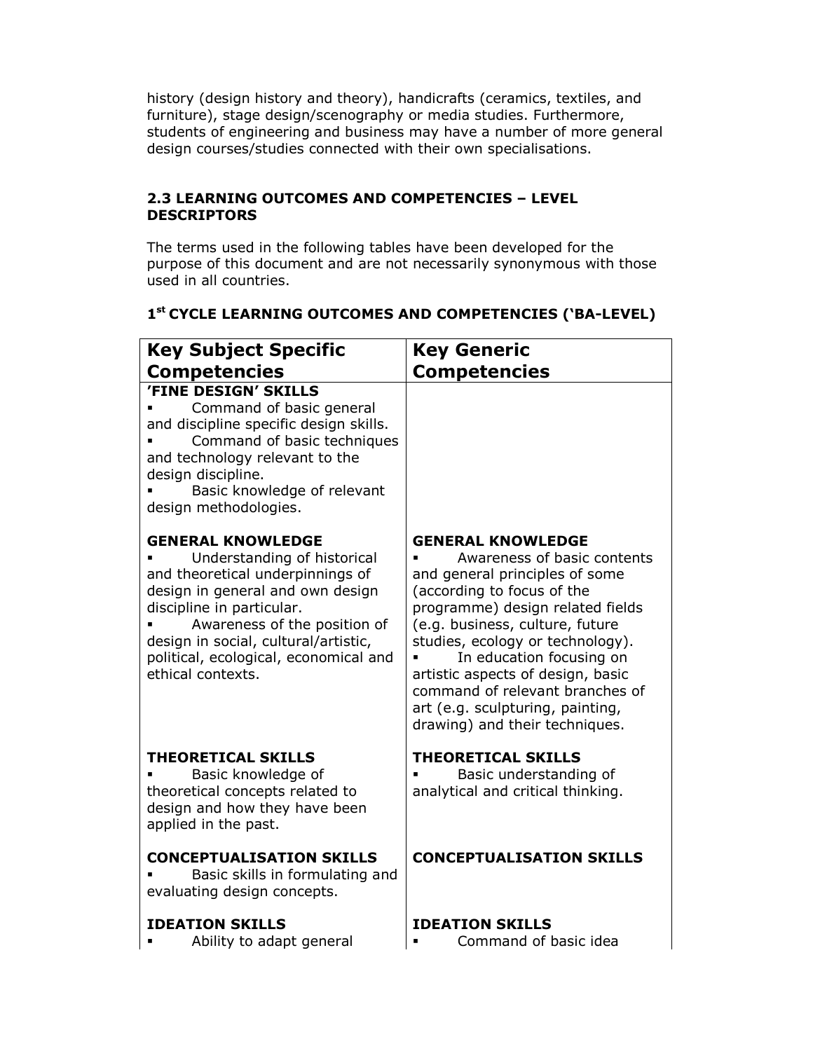history (design history and theory), handicrafts (ceramics, textiles, and furniture), stage design/scenography or media studies. Furthermore, students of engineering and business may have a number of more general design courses/studies connected with their own specialisations.

### 2.3 LEARNING OUTCOMES AND COMPETENCIES – LEVEL DESCRIPTORS

The terms used in the following tables have been developed for the purpose of this document and are not necessarily synonymous with those used in all countries.

### 1st CYCLE LEARNING OUTCOMES AND COMPETENCIES ('BA-LEVEL)

| Key Subject Specific Competencies | Key Generic Competencies |
|---|---|
| **'FINE DESIGN' SKILLS**<br>▪ Command of basic general and discipline specific design skills.<br>▪ Command of basic techniques and technology relevant to the design discipline.<br>▪ Basic knowledge of relevant design methodologies. | |
| **GENERAL KNOWLEDGE**<br>▪ Understanding of historical and theoretical underpinnings of design in general and own design discipline in particular.<br>▪ Awareness of the position of design in social, cultural/artistic, political, ecological, economical and ethical contexts. | **GENERAL KNOWLEDGE**<br>▪ Awareness of basic contents and general principles of some (according to focus of the programme) design related fields (e.g. business, culture, future studies, ecology or technology).<br>▪ In education focusing on artistic aspects of design, basic command of relevant branches of art (e.g. sculpturing, painting, drawing) and their techniques. |
| **THEORETICAL SKILLS**<br>▪ Basic knowledge of theoretical concepts related to design and how they have been applied in the past. | **THEORETICAL SKILLS**<br>▪ Basic understanding of analytical and critical thinking. |
| **CONCEPTUALISATION SKILLS**<br>▪ Basic skills in formulating and evaluating design concepts. | **CONCEPTUALISATION SKILLS** |
| **IDEATION SKILLS**<br>▪ Ability to adapt general | **IDEATION SKILLS**<br>▪ Command of basic idea |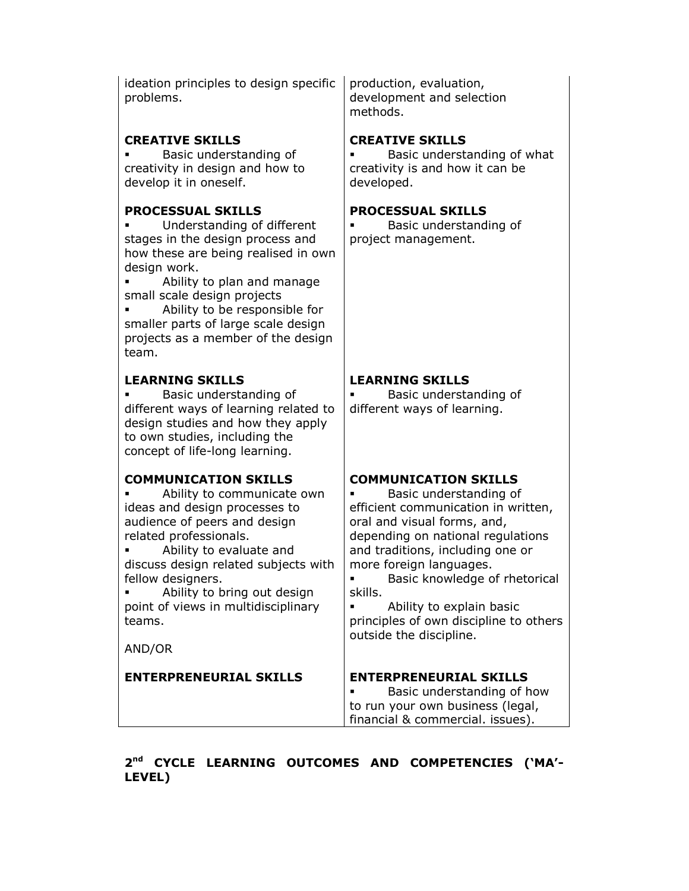| | |
|---|---|
| ideation principles to design specific problems. | production, evaluation, development and selection methods. |
| **CREATIVE SKILLS**<br>▪ Basic understanding of creativity in design and how to develop it in oneself. | **CREATIVE SKILLS**<br>▪ Basic understanding of what creativity is and how it can be developed. |
| **PROCESSUAL SKILLS**<br>▪ Understanding of different stages in the design process and how these are being realised in own design work.<br>▪ Ability to plan and manage small scale design projects<br>▪ Ability to be responsible for smaller parts of large scale design projects as a member of the design team. | **PROCESSUAL SKILLS**<br>▪ Basic understanding of project management. |
| **LEARNING SKILLS**<br>▪ Basic understanding of different ways of learning related to design studies and how they apply to own studies, including the concept of life-long learning. | **LEARNING SKILLS**<br>▪ Basic understanding of different ways of learning. |
| **COMMUNICATION SKILLS**<br>▪ Ability to communicate own ideas and design processes to audience of peers and design related professionals.<br>▪ Ability to evaluate and discuss design related subjects with fellow designers.<br>▪ Ability to bring out design point of views in multidisciplinary teams.<br><br>AND/OR | **COMMUNICATION SKILLS**<br>▪ Basic understanding of efficient communication in written, oral and visual forms, and, depending on national regulations and traditions, including one or more foreign languages.<br>▪ Basic knowledge of rhetorical skills.<br>▪ Ability to explain basic principles of own discipline to others outside the discipline. |
| **ENTERPRENEURIAL SKILLS** | **ENTERPRENEURIAL SKILLS**<br>▪ Basic understanding of how to run your own business (legal, financial & commercial. issues). |

**2nd CYCLE LEARNING OUTCOMES AND COMPETENCIES ('MA'-LEVEL)**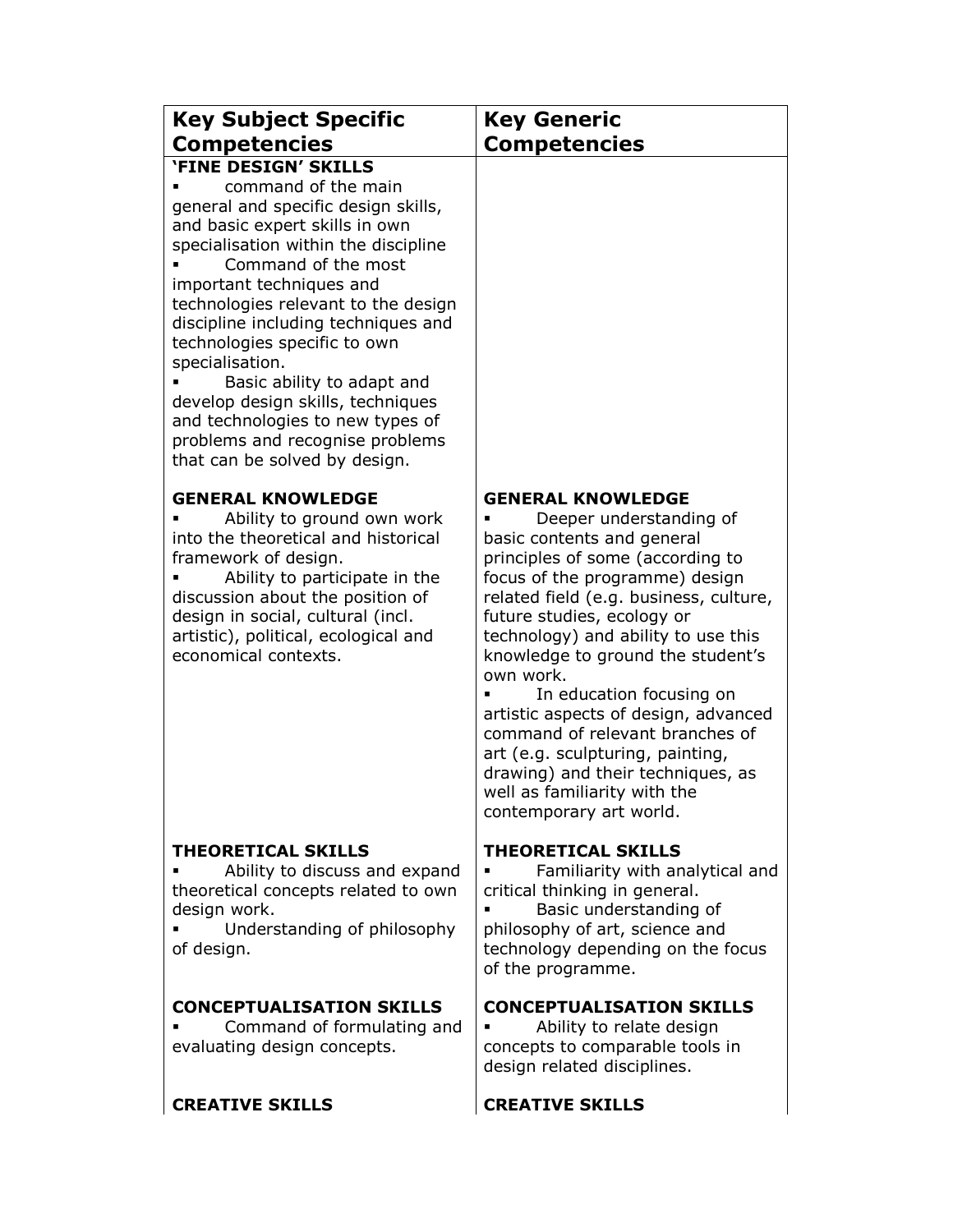| Key Subject Specific Competencies | Key Generic Competencies |
| --- | --- |
| **'FINE DESIGN' SKILLS**<br>▪ command of the main general and specific design skills, and basic expert skills in own specialisation within the discipline<br>▪ Command of the most important techniques and technologies relevant to the design discipline including techniques and technologies specific to own specialisation.<br>▪ Basic ability to adapt and develop design skills, techniques and technologies to new types of problems and recognise problems that can be solved by design. | |
| **GENERAL KNOWLEDGE**<br>▪ Ability to ground own work into the theoretical and historical framework of design.<br>▪ Ability to participate in the discussion about the position of design in social, cultural (incl. artistic), political, ecological and economical contexts. | **GENERAL KNOWLEDGE**<br>▪ Deeper understanding of basic contents and general principles of some (according to focus of the programme) design related field (e.g. business, culture, future studies, ecology or technology) and ability to use this knowledge to ground the student's own work.<br>▪ In education focusing on artistic aspects of design, advanced command of relevant branches of art (e.g. sculpturing, painting, drawing) and their techniques, as well as familiarity with the contemporary art world. |
| **THEORETICAL SKILLS**<br>▪ Ability to discuss and expand theoretical concepts related to own design work.<br>▪ Understanding of philosophy of design. | **THEORETICAL SKILLS**<br>▪ Familiarity with analytical and critical thinking in general.<br>▪ Basic understanding of philosophy of art, science and technology depending on the focus of the programme. |
| **CONCEPTUALISATION SKILLS**<br>▪ Command of formulating and evaluating design concepts. | **CONCEPTUALISATION SKILLS**<br>▪ Ability to relate design concepts to comparable tools in design related disciplines. |
| **CREATIVE SKILLS** | **CREATIVE SKILLS** |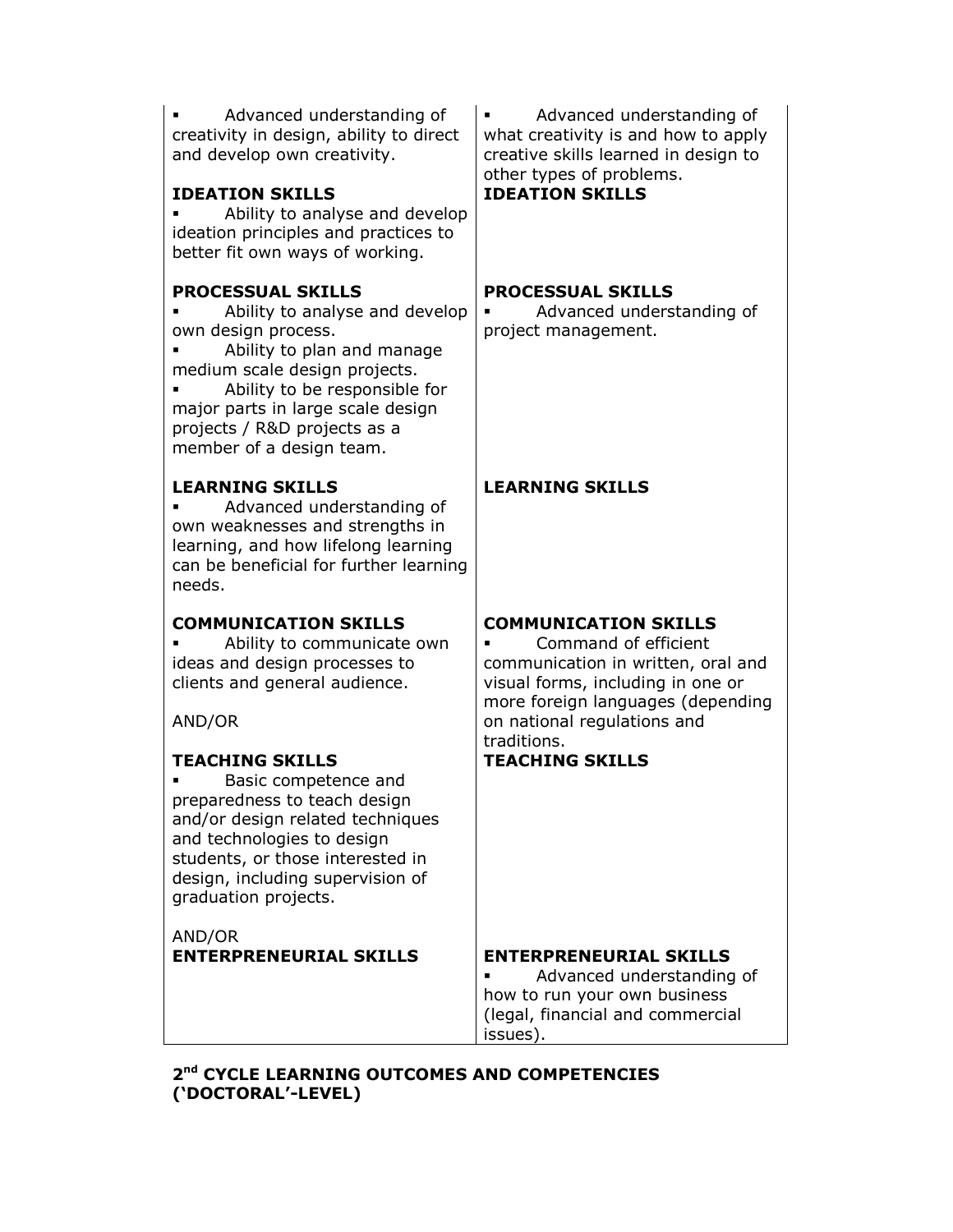| | |
|---|---|
| ▪ Advanced understanding of creativity in design, ability to direct and develop own creativity. | ▪ Advanced understanding of what creativity is and how to apply creative skills learned in design to other types of problems. |
| **IDEATION SKILLS**<br>▪ Ability to analyse and develop ideation principles and practices to better fit own ways of working. | **IDEATION SKILLS** |
| **PROCESSUAL SKILLS**<br>▪ Ability to analyse and develop own design process.<br>▪ Ability to plan and manage medium scale design projects.<br>▪ Ability to be responsible for major parts in large scale design projects / R&D projects as a member of a design team. | **PROCESSUAL SKILLS**<br>▪ Advanced understanding of project management. |
| **LEARNING SKILLS**<br>▪ Advanced understanding of own weaknesses and strengths in learning, and how lifelong learning can be beneficial for further learning needs. | **LEARNING SKILLS** |
| **COMMUNICATION SKILLS**<br>▪ Ability to communicate own ideas and design processes to clients and general audience.<br><br>AND/OR | **COMMUNICATION SKILLS**<br>▪ Command of efficient communication in written, oral and visual forms, including in one or more foreign languages (depending on national regulations and traditions. |
| **TEACHING SKILLS**<br>▪ Basic competence and preparedness to teach design and/or design related techniques and technologies to design students, or those interested in design, including supervision of graduation projects.<br><br>AND/OR | **TEACHING SKILLS** |
| **ENTERPRENEURIAL SKILLS** | **ENTERPRENEURIAL SKILLS**<br>▪ Advanced understanding of how to run your own business (legal, financial and commercial issues). |

**2nd CYCLE LEARNING OUTCOMES AND COMPETENCIES ('DOCTORAL'-LEVEL)**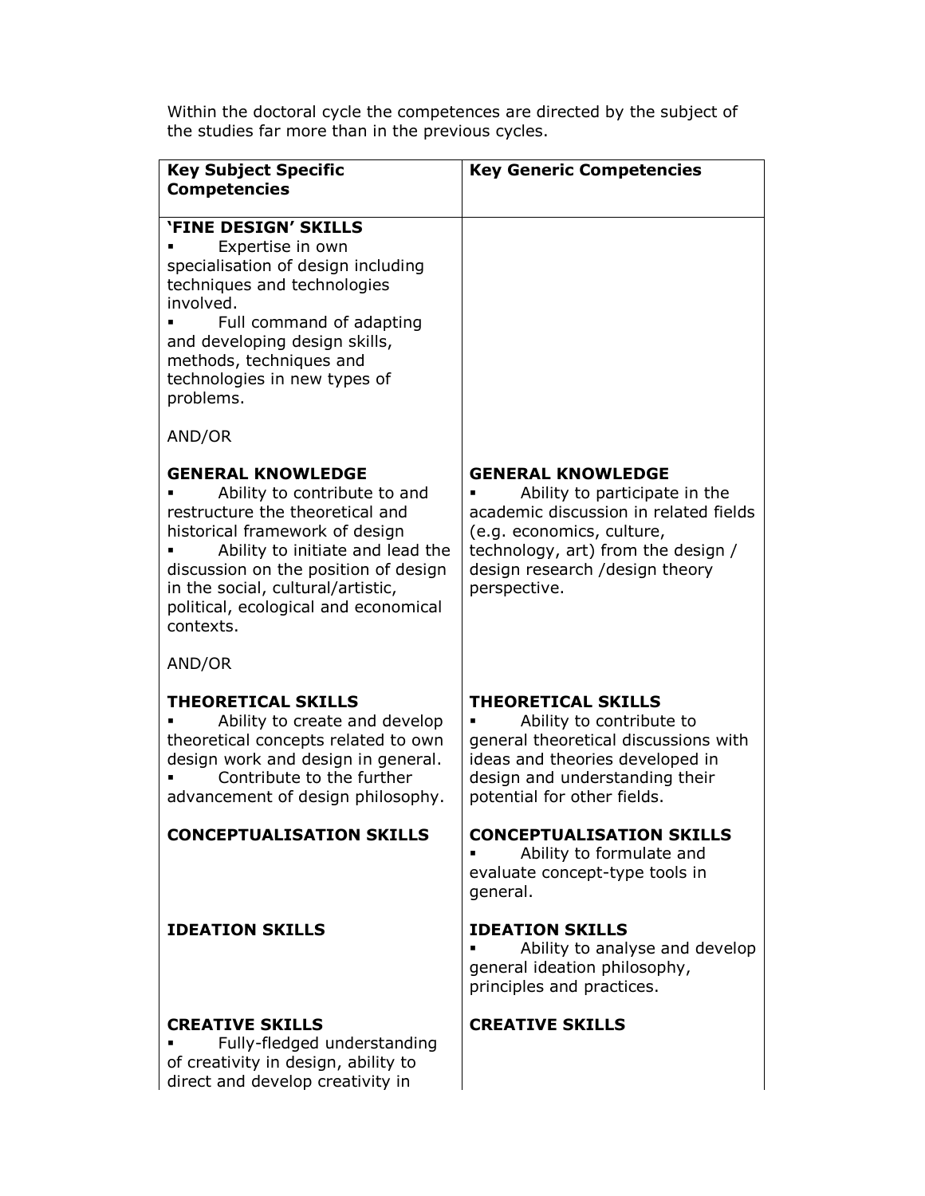Within the doctoral cycle the competences are directed by the subject of the studies far more than in the previous cycles.

| Key Subject Specific Competencies | Key Generic Competencies |
|---|---|
| **'FINE DESIGN' SKILLS**<br>▪ Expertise in own specialisation of design including techniques and technologies involved.<br>▪ Full command of adapting and developing design skills, methods, techniques and technologies in new types of problems.<br><br>AND/OR | |
| **GENERAL KNOWLEDGE**<br>▪ Ability to contribute to and restructure the theoretical and historical framework of design<br>▪ Ability to initiate and lead the discussion on the position of design in the social, cultural/artistic, political, ecological and economical contexts.<br><br>AND/OR | **GENERAL KNOWLEDGE**<br>▪ Ability to participate in the academic discussion in related fields (e.g. economics, culture, technology, art) from the design / design research /design theory perspective. |
| **THEORETICAL SKILLS**<br>▪ Ability to create and develop theoretical concepts related to own design work and design in general.<br>▪ Contribute to the further advancement of design philosophy. | **THEORETICAL SKILLS**<br>▪ Ability to contribute to general theoretical discussions with ideas and theories developed in design and understanding their potential for other fields. |
| **CONCEPTUALISATION SKILLS** | **CONCEPTUALISATION SKILLS**<br>▪ Ability to formulate and evaluate concept-type tools in general. |
| **IDEATION SKILLS** | **IDEATION SKILLS**<br>▪ Ability to analyse and develop general ideation philosophy, principles and practices. |
| **CREATIVE SKILLS**<br>▪ Fully-fledged understanding of creativity in design, ability to direct and develop creativity in | **CREATIVE SKILLS** |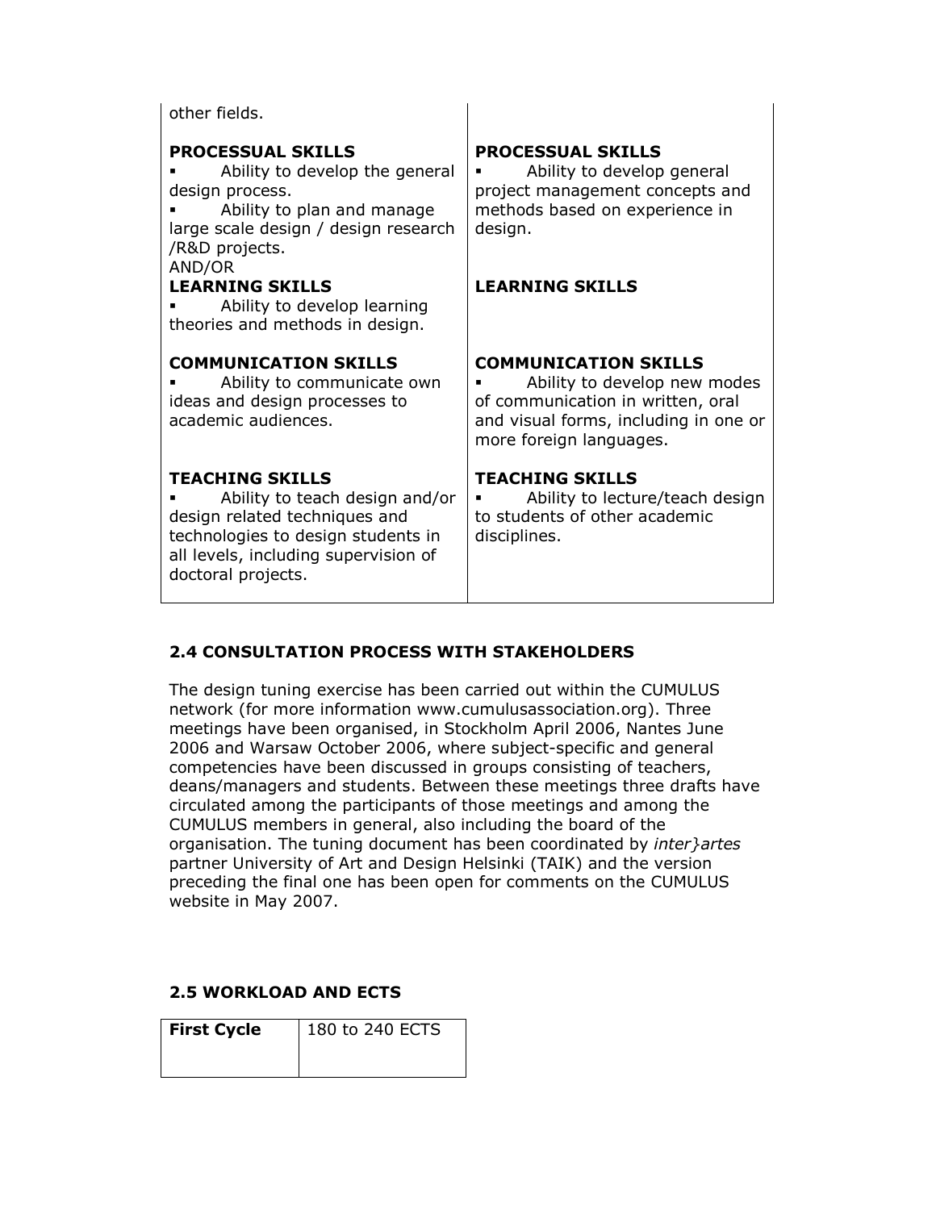| | |
|---|---|
| other fields. | |
| **PROCESSUAL SKILLS**<br>▪ Ability to develop the general design process.<br>▪ Ability to plan and manage large scale design / design research /R&D projects.<br>AND/OR | **PROCESSUAL SKILLS**<br>▪ Ability to develop general project management concepts and methods based on experience in design. |
| **LEARNING SKILLS**<br>▪ Ability to develop learning theories and methods in design. | **LEARNING SKILLS** |
| **COMMUNICATION SKILLS**<br>▪ Ability to communicate own ideas and design processes to academic audiences. | **COMMUNICATION SKILLS**<br>▪ Ability to develop new modes of communication in written, oral and visual forms, including in one or more foreign languages. |
| **TEACHING SKILLS**<br>▪ Ability to teach design and/or design related techniques and technologies to design students in all levels, including supervision of doctoral projects. | **TEACHING SKILLS**<br>▪ Ability to lecture/teach design to students of other academic disciplines. |

## 2.4 CONSULTATION PROCESS WITH STAKEHOLDERS

The design tuning exercise has been carried out within the CUMULUS network (for more information www.cumulusassociation.org). Three meetings have been organised, in Stockholm April 2006, Nantes June 2006 and Warsaw October 2006, where subject-specific and general competencies have been discussed in groups consisting of teachers, deans/managers and students. Between these meetings three drafts have circulated among the participants of those meetings and among the CUMULUS members in general, also including the board of the organisation. The tuning document has been coordinated by *inter}artes* partner University of Art and Design Helsinki (TAIK) and the version preceding the final one has been open for comments on the CUMULUS website in May 2007.

## 2.5 WORKLOAD AND ECTS

| **First Cycle** | 180 to 240 ECTS |
|---|---|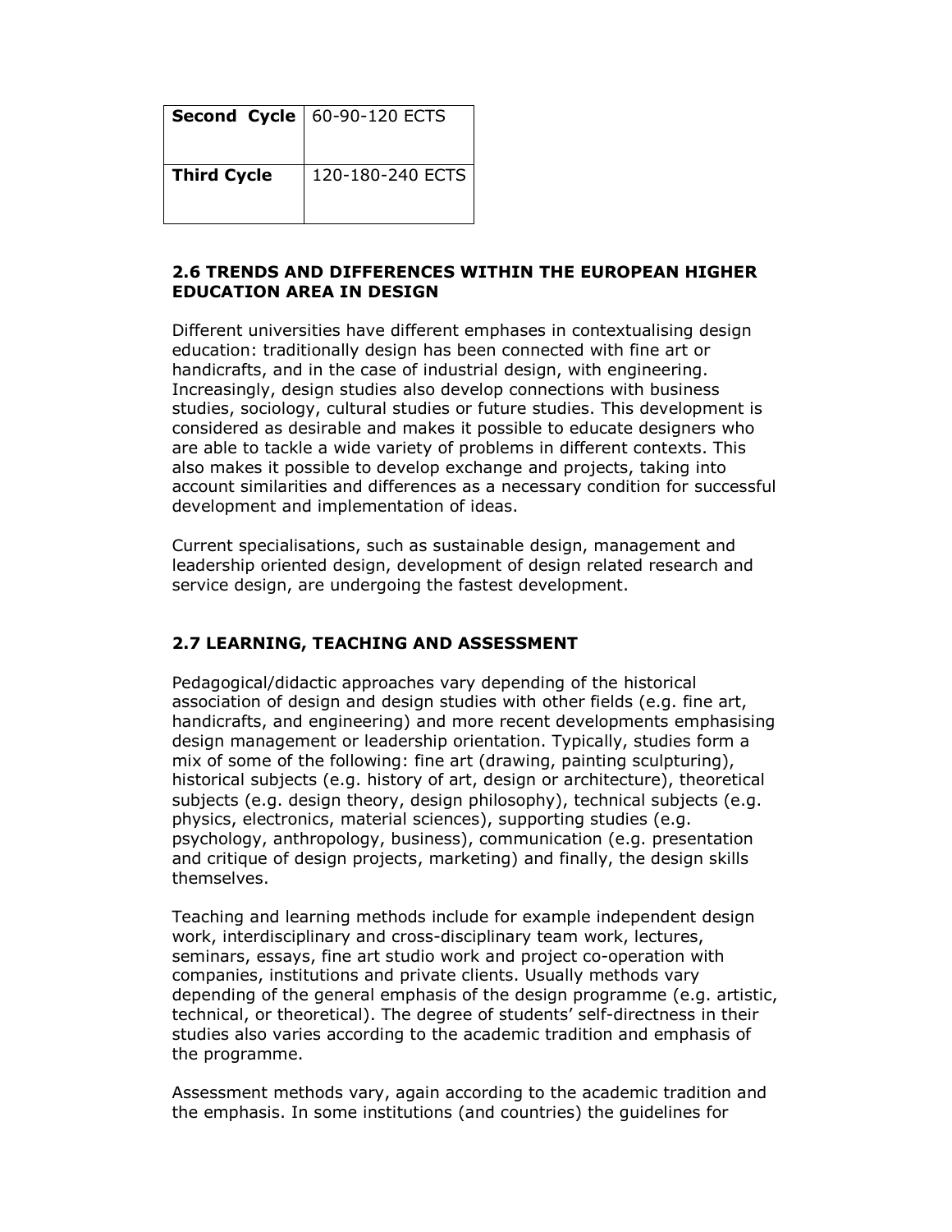| **Second Cycle** | 60-90-120 ECTS |
|---|---|
| **Third Cycle** | 120-180-240 ECTS |

### 2.6 TRENDS AND DIFFERENCES WITHIN THE EUROPEAN HIGHER EDUCATION AREA IN DESIGN

Different universities have different emphases in contextualising design education: traditionally design has been connected with fine art or handicrafts, and in the case of industrial design, with engineering. Increasingly, design studies also develop connections with business studies, sociology, cultural studies or future studies. This development is considered as desirable and makes it possible to educate designers who are able to tackle a wide variety of problems in different contexts. This also makes it possible to develop exchange and projects, taking into account similarities and differences as a necessary condition for successful development and implementation of ideas.

Current specialisations, such as sustainable design, management and leadership oriented design, development of design related research and service design, are undergoing the fastest development.

### 2.7 LEARNING, TEACHING AND ASSESSMENT

Pedagogical/didactic approaches vary depending of the historical association of design and design studies with other fields (e.g. fine art, handicrafts, and engineering) and more recent developments emphasising design management or leadership orientation. Typically, studies form a mix of some of the following: fine art (drawing, painting sculpturing), historical subjects (e.g. history of art, design or architecture), theoretical subjects (e.g. design theory, design philosophy), technical subjects (e.g. physics, electronics, material sciences), supporting studies (e.g. psychology, anthropology, business), communication (e.g. presentation and critique of design projects, marketing) and finally, the design skills themselves.

Teaching and learning methods include for example independent design work, interdisciplinary and cross-disciplinary team work, lectures, seminars, essays, fine art studio work and project co-operation with companies, institutions and private clients. Usually methods vary depending of the general emphasis of the design programme (e.g. artistic, technical, or theoretical). The degree of students' self-directness in their studies also varies according to the academic tradition and emphasis of the programme.

Assessment methods vary, again according to the academic tradition and the emphasis. In some institutions (and countries) the guidelines for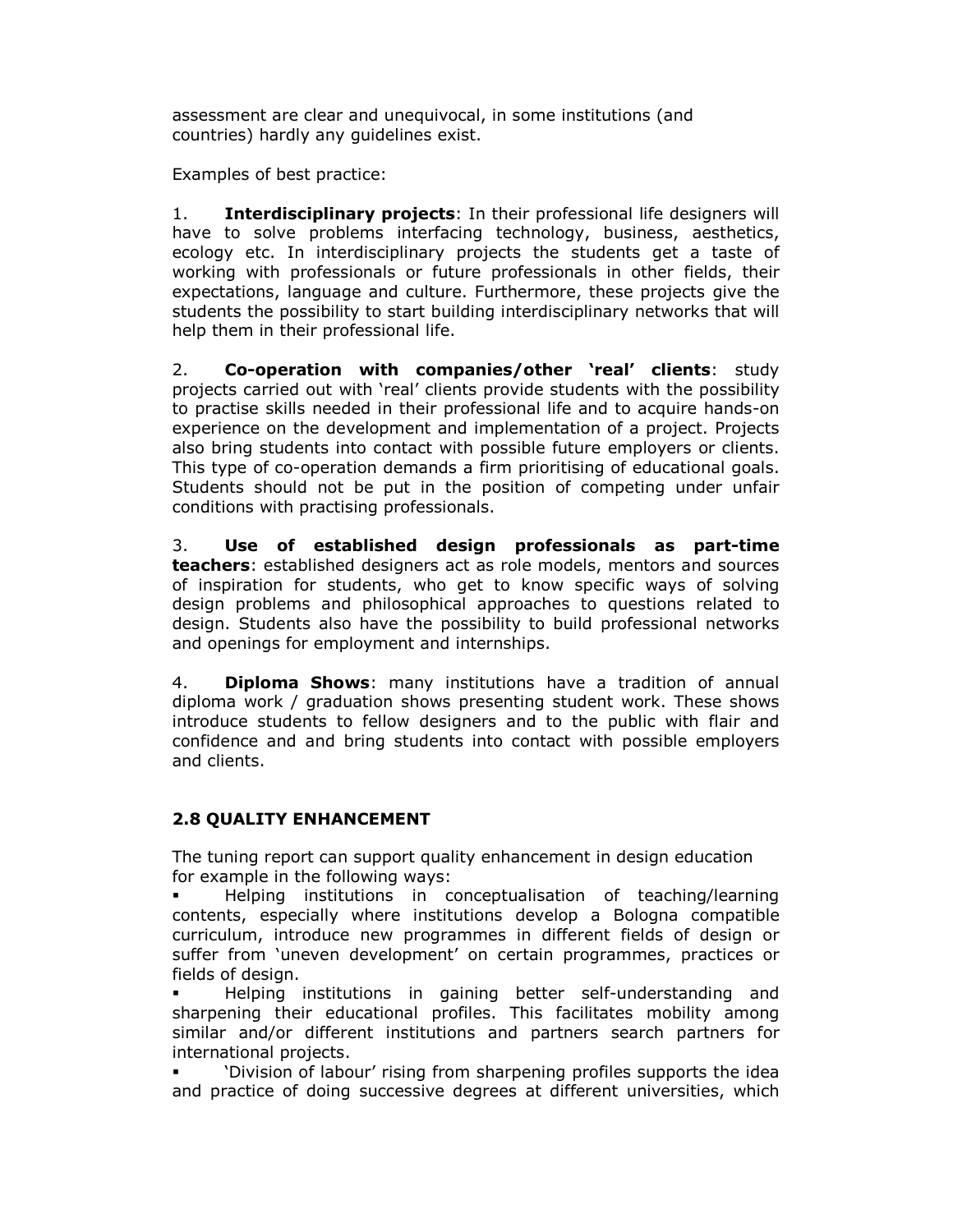assessment are clear and unequivocal, in some institutions (and countries) hardly any guidelines exist.

Examples of best practice:

1. **Interdisciplinary projects**: In their professional life designers will have to solve problems interfacing technology, business, aesthetics, ecology etc. In interdisciplinary projects the students get a taste of working with professionals or future professionals in other fields, their expectations, language and culture. Furthermore, these projects give the students the possibility to start building interdisciplinary networks that will help them in their professional life.

2. **Co-operation with companies/other 'real' clients**: study projects carried out with 'real' clients provide students with the possibility to practise skills needed in their professional life and to acquire hands-on experience on the development and implementation of a project. Projects also bring students into contact with possible future employers or clients. This type of co-operation demands a firm prioritising of educational goals. Students should not be put in the position of competing under unfair conditions with practising professionals.

3. **Use of established design professionals as part-time teachers**: established designers act as role models, mentors and sources of inspiration for students, who get to know specific ways of solving design problems and philosophical approaches to questions related to design. Students also have the possibility to build professional networks and openings for employment and internships.

4. **Diploma Shows**: many institutions have a tradition of annual diploma work / graduation shows presenting student work. These shows introduce students to fellow designers and to the public with flair and confidence and and bring students into contact with possible employers and clients.

## 2.8 QUALITY ENHANCEMENT

The tuning report can support quality enhancement in design education for example in the following ways:

- Helping institutions in conceptualisation of teaching/learning contents, especially where institutions develop a Bologna compatible curriculum, introduce new programmes in different fields of design or suffer from 'uneven development' on certain programmes, practices or fields of design.
- Helping institutions in gaining better self-understanding and sharpening their educational profiles. This facilitates mobility among similar and/or different institutions and partners search partners for international projects.
- 'Division of labour' rising from sharpening profiles supports the idea and practice of doing successive degrees at different universities, which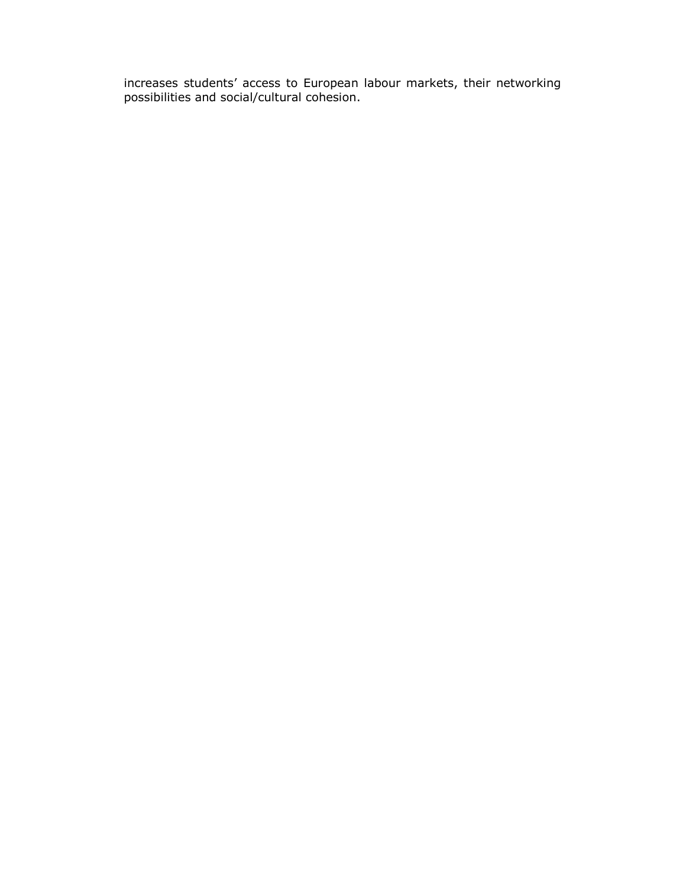increases students' access to European labour markets, their networking possibilities and social/cultural cohesion.